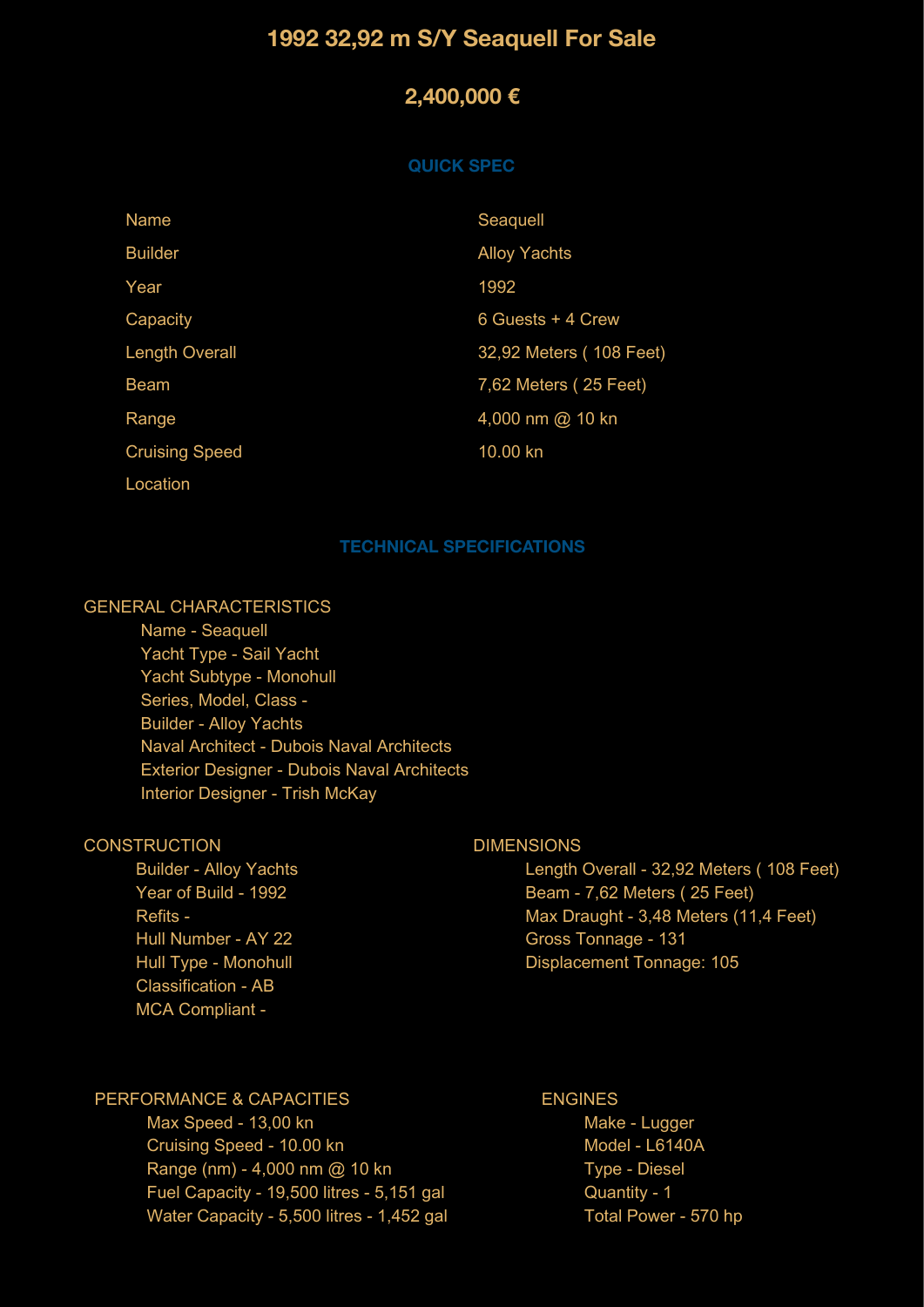# 1992 32,92 m S/Y Seaquell For Sale

## 2,400,000 €

### QUICK SPEC

| | |
|---|---|
| Name | Seaquell |
| Builder | Alloy Yachts |
| Year | 1992 |
| Capacity | 6 Guests + 4 Crew |
| Length Overall | 32,92 Meters ( 108 Feet) |
| Beam | 7,62 Meters ( 25 Feet) |
| Range | 4,000 nm @ 10 kn |
| Cruising Speed | 10.00 kn |
| Location | |

### TECHNICAL SPECIFICATIONS

GENERAL CHARACTERISTICS

- Name - Seaquell
- Yacht Type - Sail Yacht
- Yacht Subtype - Monohull
- Series, Model, Class -
- Builder - Alloy Yachts
- Naval Architect - Dubois Naval Architects
- Exterior Designer - Dubois Naval Architects
- Interior Designer - Trish McKay

CONSTRUCTION

- Builder - Alloy Yachts
- Year of Build - 1992
- Refits -
- Hull Number - AY 22
- Hull Type - Monohull
- Classification - AB
- MCA Compliant -

DIMENSIONS

- Length Overall - 32,92 Meters ( 108 Feet)
- Beam - 7,62 Meters ( 25 Feet)
- Max Draught - 3,48 Meters (11,4 Feet)
- Gross Tonnage - 131
- Displacement Tonnage: 105

PERFORMANCE & CAPACITIES

- Max Speed - 13,00 kn
- Cruising Speed - 10.00 kn
- Range (nm) - 4,000 nm @ 10 kn
- Fuel Capacity - 19,500 litres - 5,151 gal
- Water Capacity - 5,500 litres - 1,452 gal

ENGINES

- Make - Lugger
- Model - L6140A
- Type - Diesel
- Quantity - 1
- Total Power - 570 hp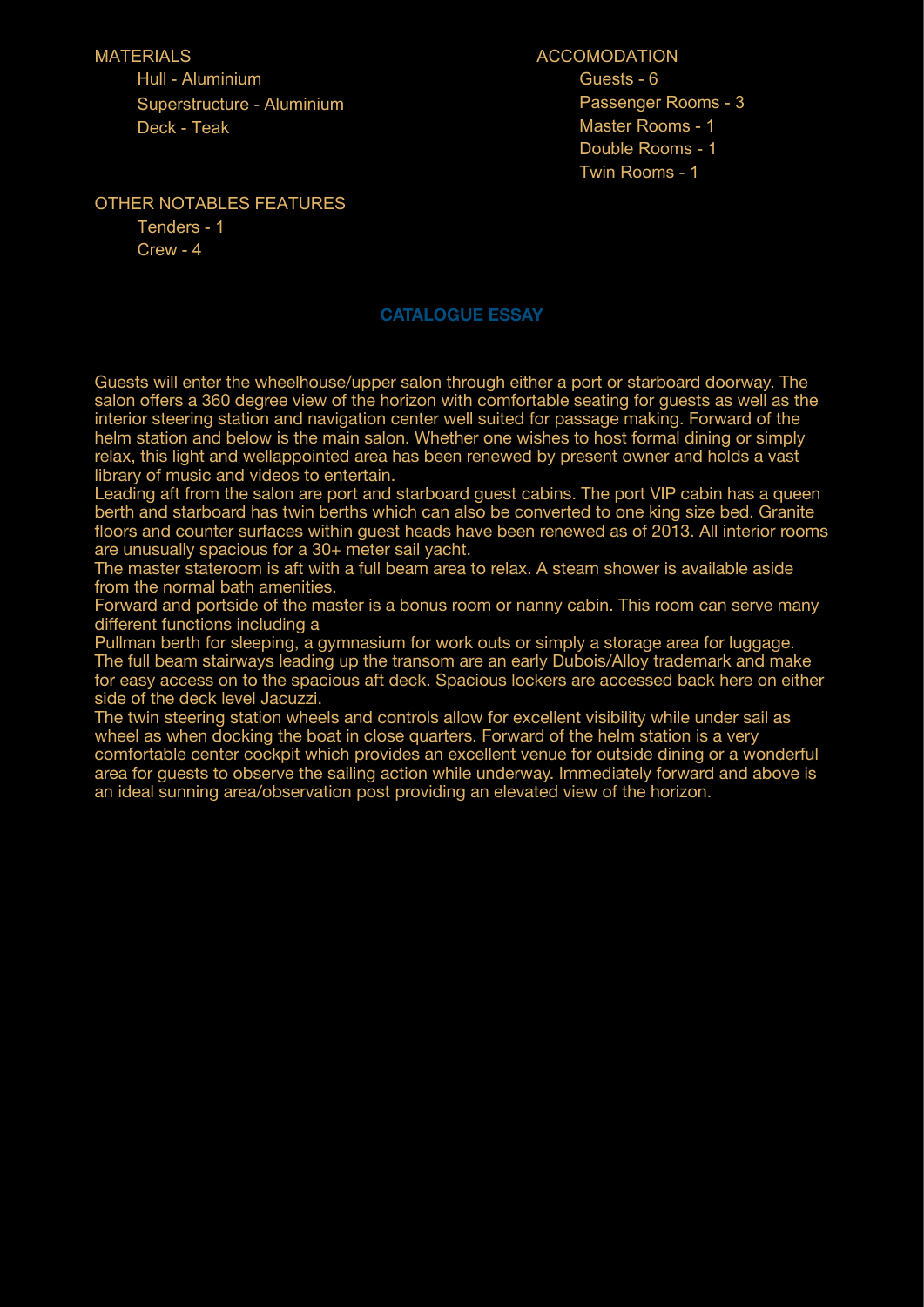MATERIALS

- Hull - Aluminium
- Superstructure - Aluminium
- Deck - Teak

ACCOMODATION

- Guests - 6
- Passenger Rooms - 3
- Master Rooms - 1
- Double Rooms - 1
- Twin Rooms - 1

OTHER NOTABLES FEATURES

- Tenders - 1
- Crew - 4

## CATALOGUE ESSAY

Guests will enter the wheelhouse/upper salon through either a port or starboard doorway. The salon offers a 360 degree view of the horizon with comfortable seating for guests as well as the interior steering station and navigation center well suited for passage making. Forward of the helm station and below is the main salon. Whether one wishes to host formal dining or simply relax, this light and wellappointed area has been renewed by present owner and holds a vast library of music and videos to entertain.

Leading aft from the salon are port and starboard guest cabins. The port VIP cabin has a queen berth and starboard has twin berths which can also be converted to one king size bed. Granite floors and counter surfaces within guest heads have been renewed as of 2013. All interior rooms are unusually spacious for a 30+ meter sail yacht.

The master stateroom is aft with a full beam area to relax. A steam shower is available aside from the normal bath amenities.

Forward and portside of the master is a bonus room or nanny cabin. This room can serve many different functions including a

Pullman berth for sleeping, a gymnasium for work outs or simply a storage area for luggage.

The full beam stairways leading up the transom are an early Dubois/Alloy trademark and make for easy access on to the spacious aft deck. Spacious lockers are accessed back here on either side of the deck level Jacuzzi.

The twin steering station wheels and controls allow for excellent visibility while under sail as wheel as when docking the boat in close quarters. Forward of the helm station is a very comfortable center cockpit which provides an excellent venue for outside dining or a wonderful area for guests to observe the sailing action while underway. Immediately forward and above is an ideal sunning area/observation post providing an elevated view of the horizon.